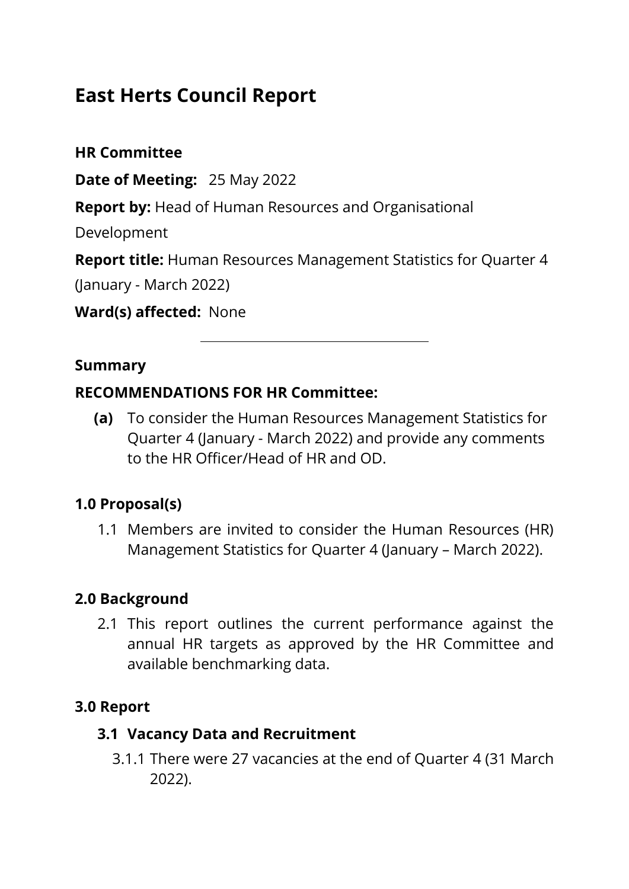# East Herts Council Report

**HR Committee**

**Date of Meeting:** 25 May 2022

**Report by:** Head of Human Resources and Organisational Development

**Report title:** Human Resources Management Statistics for Quarter 4 (January - March 2022)

**Ward(s) affected:** None

---

**Summary**

**RECOMMENDATIONS FOR HR Committee:**

**(a)** To consider the Human Resources Management Statistics for Quarter 4 (January - March 2022) and provide any comments to the HR Officer/Head of HR and OD.

## 1.0 Proposal(s)

1.1 Members are invited to consider the Human Resources (HR) Management Statistics for Quarter 4 (January – March 2022).

## 2.0 Background

2.1 This report outlines the current performance against the annual HR targets as approved by the HR Committee and available benchmarking data.

## 3.0 Report

### 3.1 Vacancy Data and Recruitment

3.1.1 There were 27 vacancies at the end of Quarter 4 (31 March 2022).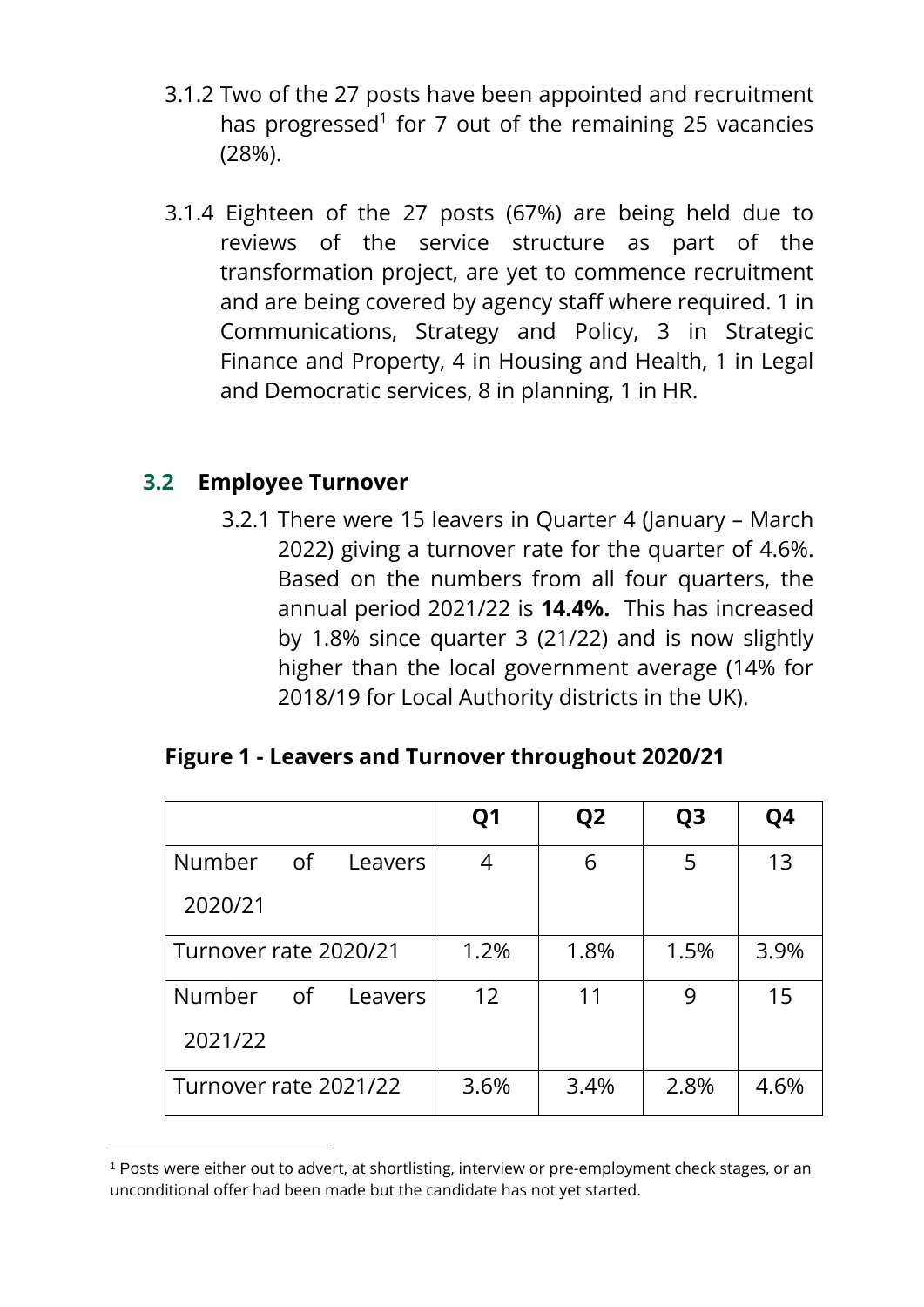3.1.2 Two of the 27 posts have been appointed and recruitment has progressed[1] for 7 out of the remaining 25 vacancies (28%).

3.1.4 Eighteen of the 27 posts (67%) are being held due to reviews of the service structure as part of the transformation project, are yet to commence recruitment and are being covered by agency staff where required. 1 in Communications, Strategy and Policy, 3 in Strategic Finance and Property, 4 in Housing and Health, 1 in Legal and Democratic services, 8 in planning, 1 in HR.

## 3.2 Employee Turnover

3.2.1 There were 15 leavers in Quarter 4 (January – March 2022) giving a turnover rate for the quarter of 4.6%. Based on the numbers from all four quarters, the annual period 2021/22 is **14.4%.** This has increased by 1.8% since quarter 3 (21/22) and is now slightly higher than the local government average (14% for 2018/19 for Local Authority districts in the UK).

**Figure 1 - Leavers and Turnover throughout 2020/21**

| | Q1 | Q2 | Q3 | Q4 |
|---|---|---|---|---|
| Number of Leavers 2020/21 | 4 | 6 | 5 | 13 |
| Turnover rate 2020/21 | 1.2% | 1.8% | 1.5% | 3.9% |
| Number of Leavers 2021/22 | 12 | 11 | 9 | 15 |
| Turnover rate 2021/22 | 3.6% | 3.4% | 2.8% | 4.6% |

[1] Posts were either out to advert, at shortlisting, interview or pre-employment check stages, or an unconditional offer had been made but the candidate has not yet started.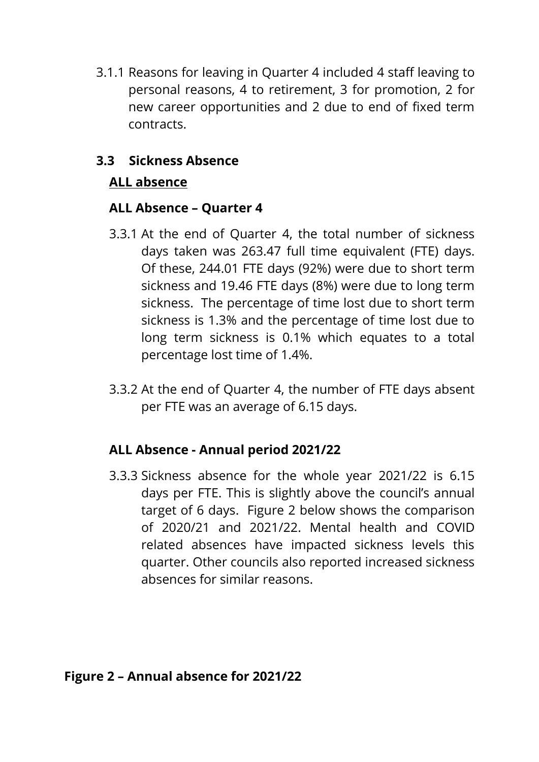3.1.1 Reasons for leaving in Quarter 4 included 4 staff leaving to personal reasons, 4 to retirement, 3 for promotion, 2 for new career opportunities and 2 due to end of fixed term contracts.

### 3.3 Sickness Absence

**ALL absence**

#### ALL Absence – Quarter 4

3.3.1 At the end of Quarter 4, the total number of sickness days taken was 263.47 full time equivalent (FTE) days. Of these, 244.01 FTE days (92%) were due to short term sickness and 19.46 FTE days (8%) were due to long term sickness. The percentage of time lost due to short term sickness is 1.3% and the percentage of time lost due to long term sickness is 0.1% which equates to a total percentage lost time of 1.4%.

3.3.2 At the end of Quarter 4, the number of FTE days absent per FTE was an average of 6.15 days.

#### ALL Absence - Annual period 2021/22

3.3.3 Sickness absence for the whole year 2021/22 is 6.15 days per FTE. This is slightly above the council's annual target of 6 days. Figure 2 below shows the comparison of 2020/21 and 2021/22. Mental health and COVID related absences have impacted sickness levels this quarter. Other councils also reported increased sickness absences for similar reasons.

**Figure 2 – Annual absence for 2021/22**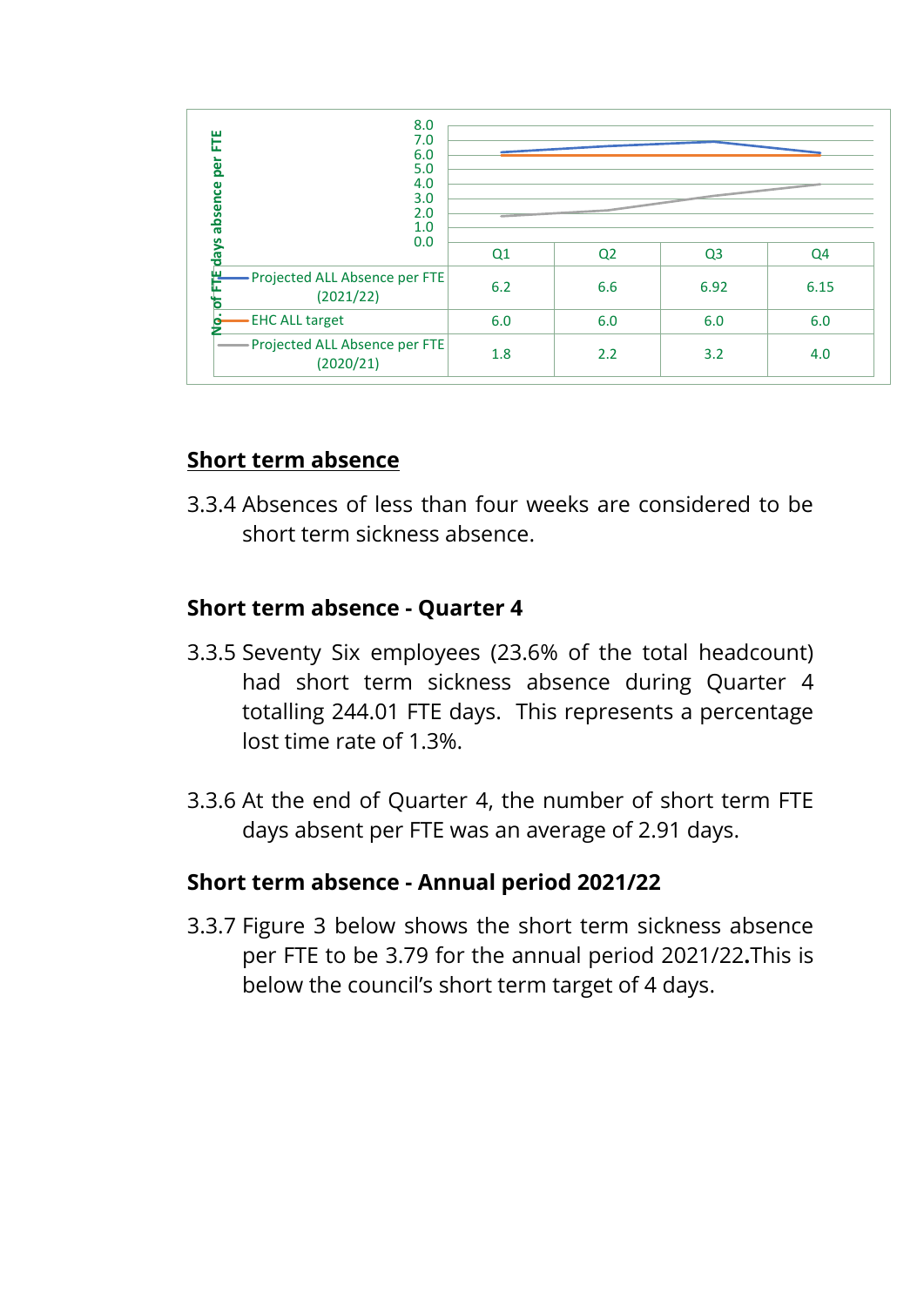| | Q1 | Q2 | Q3 | Q4 |
|---|---|---|---|---|
| Projected ALL Absence per FTE (2021/22) | 6.2 | 6.6 | 6.92 | 6.15 |
| EHC ALL target | 6.0 | 6.0 | 6.0 | 6.0 |
| Projected ALL Absence per FTE (2020/21) | 1.8 | 2.2 | 3.2 | 4.0 |

## Short term absence

3.3.4 Absences of less than four weeks are considered to be short term sickness absence.

### Short term absence - Quarter 4

3.3.5 Seventy Six employees (23.6% of the total headcount) had short term sickness absence during Quarter 4 totalling 244.01 FTE days. This represents a percentage lost time rate of 1.3%.

3.3.6 At the end of Quarter 4, the number of short term FTE days absent per FTE was an average of 2.91 days.

### Short term absence - Annual period 2021/22

3.3.7 Figure 3 below shows the short term sickness absence per FTE to be 3.79 for the annual period 2021/22**.**This is below the council's short term target of 4 days.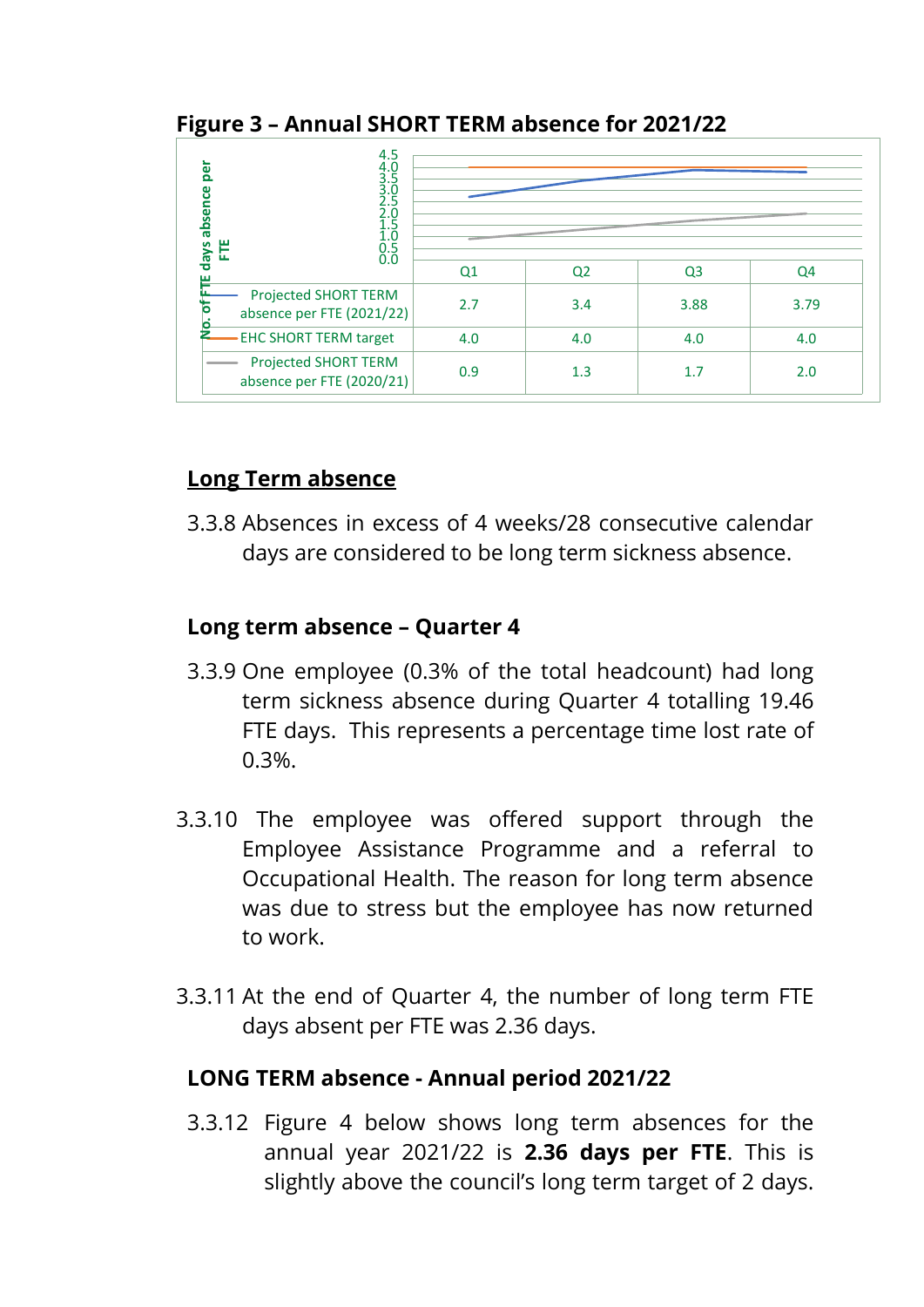**Figure 3 – Annual SHORT TERM absence for 2021/22**

| No. of FTE days absence per FTE | Q1 | Q2 | Q3 | Q4 |
|---|---|---|---|---|
| Projected SHORT TERM absence per FTE (2021/22) | 2.7 | 3.4 | 3.88 | 3.79 |
| EHC SHORT TERM target | 4.0 | 4.0 | 4.0 | 4.0 |
| Projected SHORT TERM absence per FTE (2020/21) | 0.9 | 1.3 | 1.7 | 2.0 |

## Long Term absence

3.3.8 Absences in excess of 4 weeks/28 consecutive calendar days are considered to be long term sickness absence.

### Long term absence – Quarter 4

3.3.9 One employee (0.3% of the total headcount) had long term sickness absence during Quarter 4 totalling 19.46 FTE days. This represents a percentage time lost rate of 0.3%.

3.3.10 The employee was offered support through the Employee Assistance Programme and a referral to Occupational Health. The reason for long term absence was due to stress but the employee has now returned to work.

3.3.11 At the end of Quarter 4, the number of long term FTE days absent per FTE was 2.36 days.

### LONG TERM absence - Annual period 2021/22

3.3.12 Figure 4 below shows long term absences for the annual year 2021/22 is **2.36 days per FTE**. This is slightly above the council's long term target of 2 days.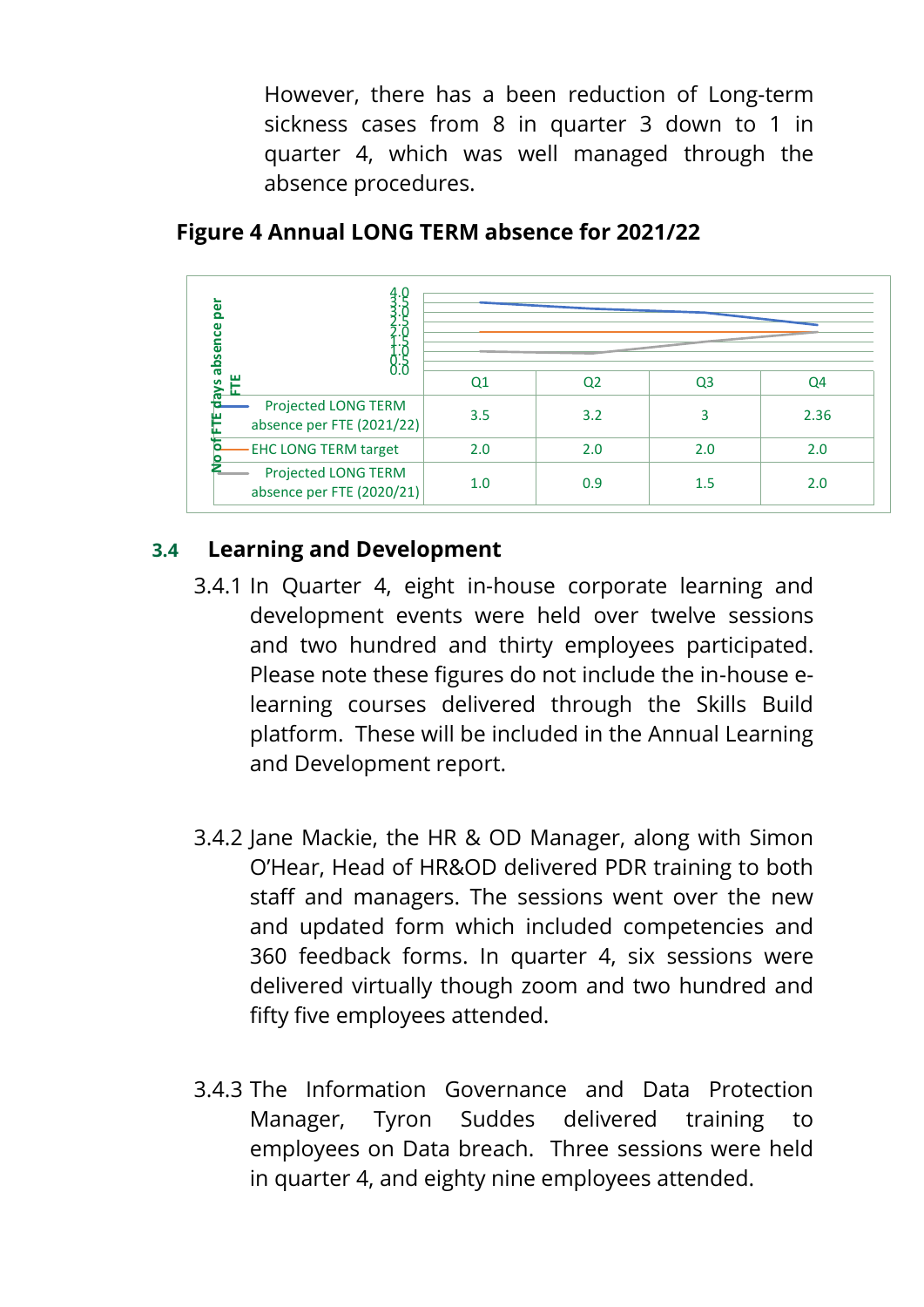However, there has a been reduction of Long-term sickness cases from 8 in quarter 3 down to 1 in quarter 4, which was well managed through the absence procedures.

**Figure 4 Annual LONG TERM absence for 2021/22**

| No of FTE days absence per FTE | Q1 | Q2 | Q3 | Q4 |
|---|---|---|---|---|
| Projected LONG TERM absence per FTE (2021/22) | 3.5 | 3.2 | 3 | 2.36 |
| EHC LONG TERM target | 2.0 | 2.0 | 2.0 | 2.0 |
| Projected LONG TERM absence per FTE (2020/21) | 1.0 | 0.9 | 1.5 | 2.0 |

## 3.4 Learning and Development

3.4.1 In Quarter 4, eight in-house corporate learning and development events were held over twelve sessions and two hundred and thirty employees participated. Please note these figures do not include the in-house e-learning courses delivered through the Skills Build platform. These will be included in the Annual Learning and Development report.

3.4.2 Jane Mackie, the HR & OD Manager, along with Simon O'Hear, Head of HR&OD delivered PDR training to both staff and managers. The sessions went over the new and updated form which included competencies and 360 feedback forms. In quarter 4, six sessions were delivered virtually though zoom and two hundred and fifty five employees attended.

3.4.3 The Information Governance and Data Protection Manager, Tyron Suddes delivered training to employees on Data breach. Three sessions were held in quarter 4, and eighty nine employees attended.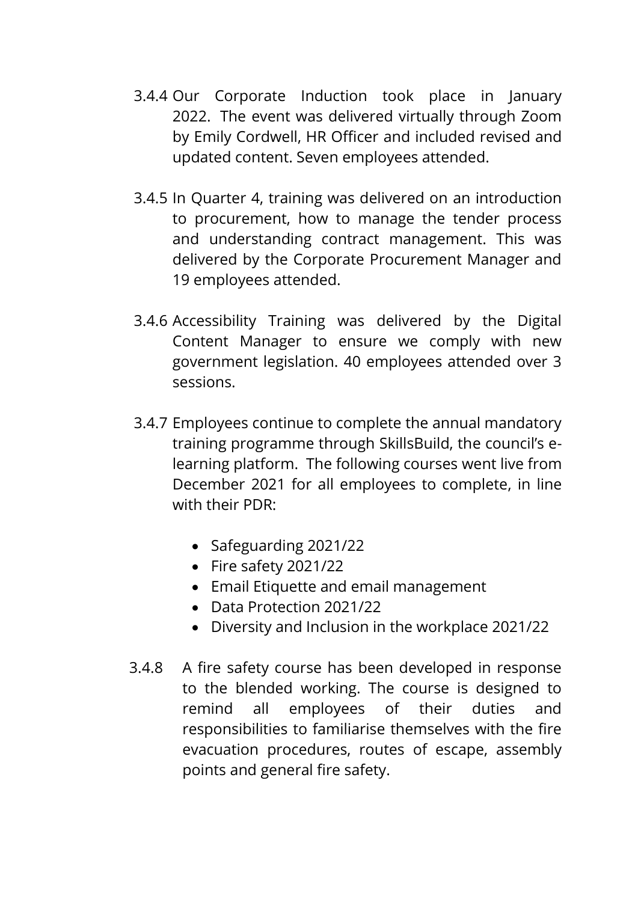3.4.4 Our Corporate Induction took place in January 2022. The event was delivered virtually through Zoom by Emily Cordwell, HR Officer and included revised and updated content. Seven employees attended.

3.4.5 In Quarter 4, training was delivered on an introduction to procurement, how to manage the tender process and understanding contract management. This was delivered by the Corporate Procurement Manager and 19 employees attended.

3.4.6 Accessibility Training was delivered by the Digital Content Manager to ensure we comply with new government legislation. 40 employees attended over 3 sessions.

3.4.7 Employees continue to complete the annual mandatory training programme through SkillsBuild, the council's e-learning platform. The following courses went live from December 2021 for all employees to complete, in line with their PDR:

- Safeguarding 2021/22
- Fire safety 2021/22
- Email Etiquette and email management
- Data Protection 2021/22
- Diversity and Inclusion in the workplace 2021/22

3.4.8 A fire safety course has been developed in response to the blended working. The course is designed to remind all employees of their duties and responsibilities to familiarise themselves with the fire evacuation procedures, routes of escape, assembly points and general fire safety.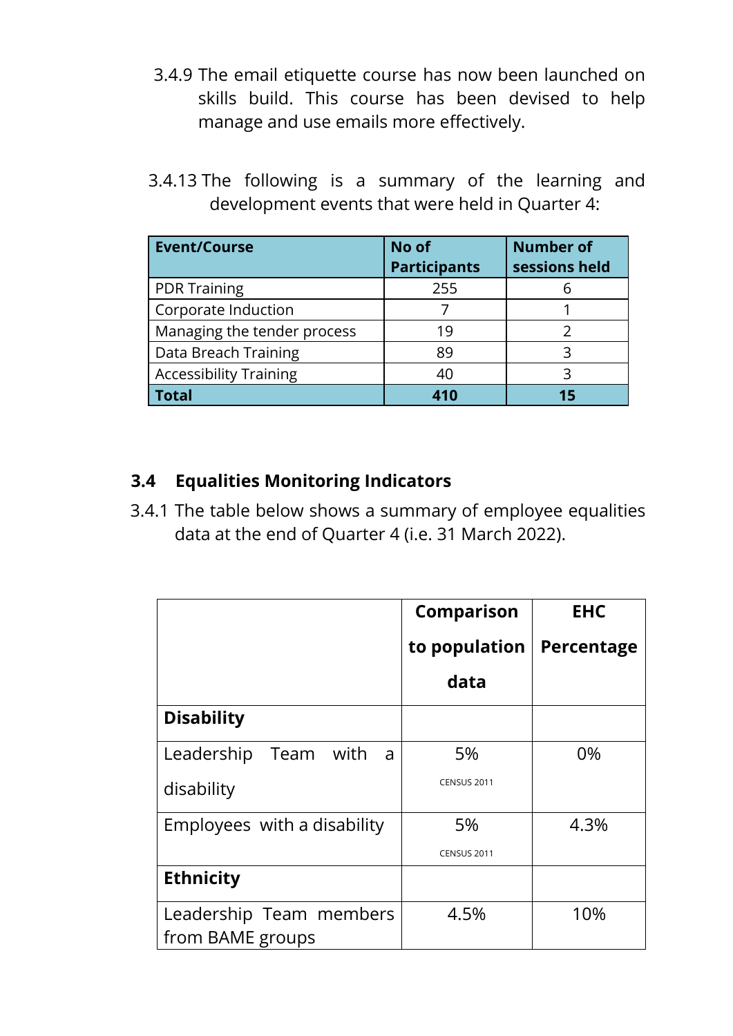3.4.9 The email etiquette course has now been launched on skills build. This course has been devised to help manage and use emails more effectively.

3.4.13 The following is a summary of the learning and development events that were held in Quarter 4:

| Event/Course | No of Participants | Number of sessions held |
|---|---|---|
| PDR Training | 255 | 6 |
| Corporate Induction | 7 | 1 |
| Managing the tender process | 19 | 2 |
| Data Breach Training | 89 | 3 |
| Accessibility Training | 40 | 3 |
| **Total** | **410** | **15** |

## 3.4 Equalities Monitoring Indicators

3.4.1 The table below shows a summary of employee equalities data at the end of Quarter 4 (i.e. 31 March 2022).

| | Comparison to population data | EHC Percentage |
|---|---|---|
| **Disability** | | |
| Leadership Team with a disability | 5% CENSUS 2011 | 0% |
| Employees with a disability | 5% CENSUS 2011 | 4.3% |
| **Ethnicity** | | |
| Leadership Team members from BAME groups | 4.5% | 10% |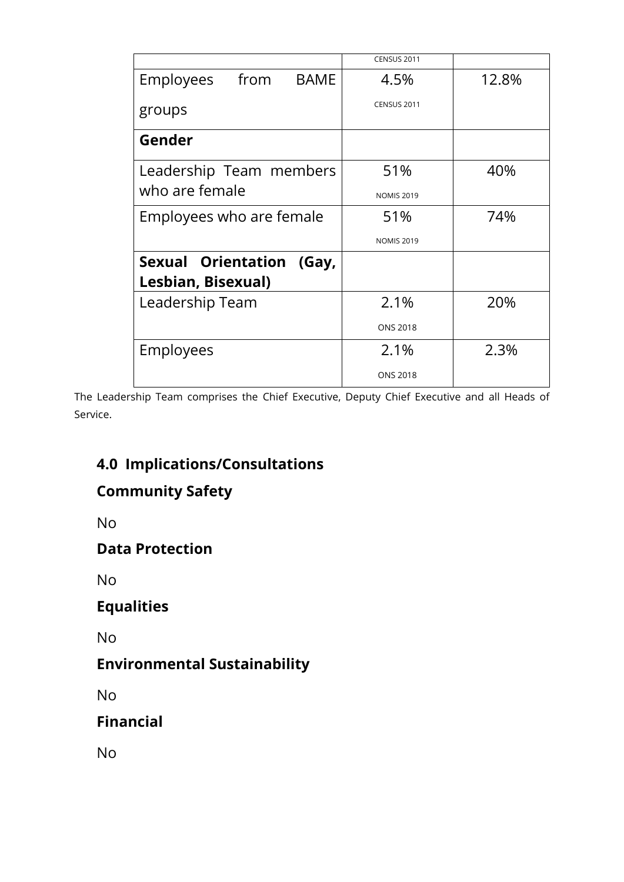| | | |
|---|---|---|
| | CENSUS 2011 | |
| Employees from BAME groups | 4.5% CENSUS 2011 | 12.8% |
| **Gender** | | |
| Leadership Team members who are female | 51% NOMIS 2019 | 40% |
| Employees who are female | 51% NOMIS 2019 | 74% |
| **Sexual Orientation (Gay, Lesbian, Bisexual)** | | |
| Leadership Team | 2.1% ONS 2018 | 20% |
| Employees | 2.1% ONS 2018 | 2.3% |

The Leadership Team comprises the Chief Executive, Deputy Chief Executive and all Heads of Service.

## 4.0 Implications/Consultations

### Community Safety

No

### Data Protection

No

### Equalities

No

### Environmental Sustainability

No

### Financial

No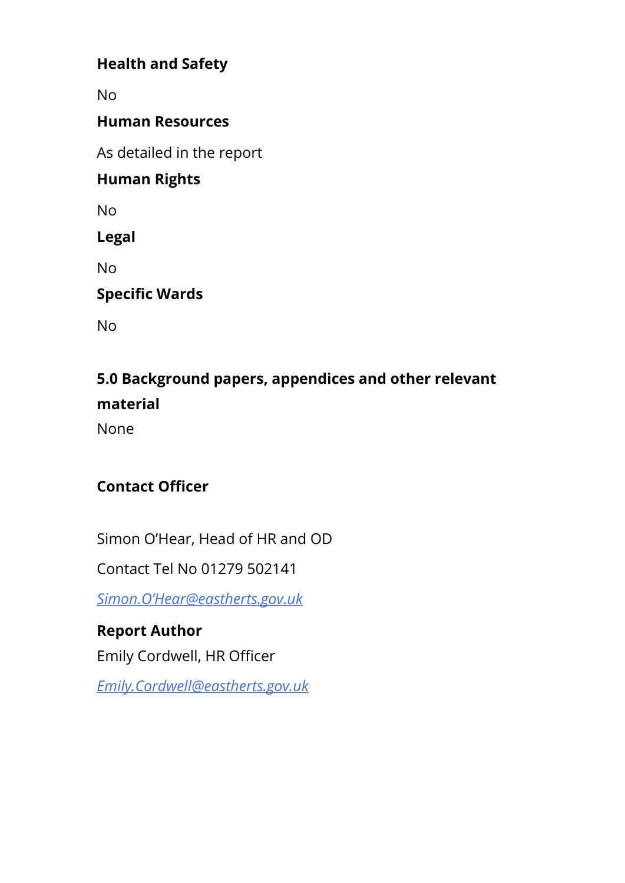**Health and Safety**

No

**Human Resources**

As detailed in the report

**Human Rights**

No

**Legal**

No

**Specific Wards**

No

## 5.0 Background papers, appendices and other relevant material

None

**Contact Officer**

Simon O'Hear, Head of HR and OD

Contact Tel No 01279 502141

*Simon.O'Hear@eastherts.gov.uk*

**Report Author**

Emily Cordwell, HR Officer

*Emily.Cordwell@eastherts.gov.uk*